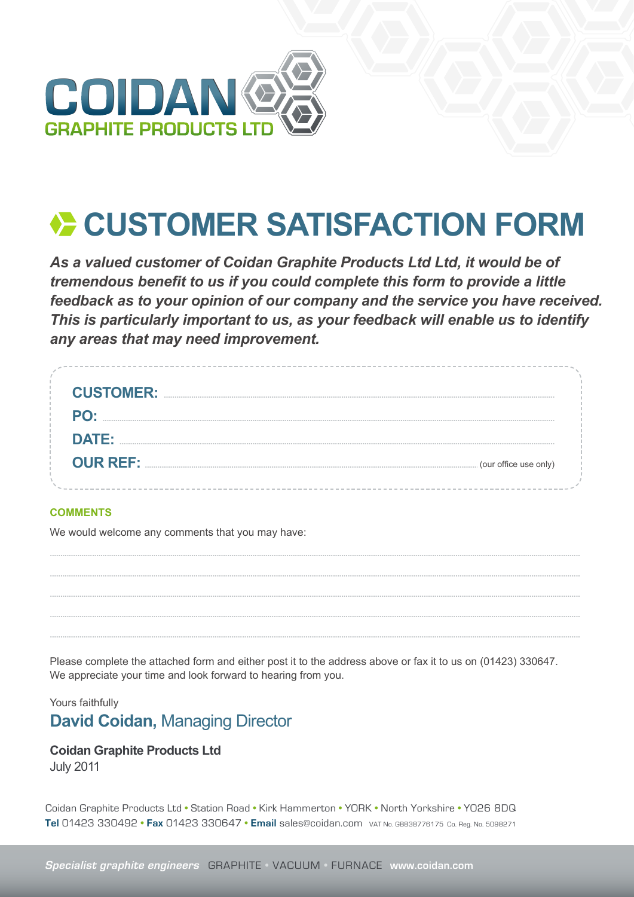COIDAN
GRAPHITE PRODUCTS LTD

# CUSTOMER SATISFACTION FORM

***As a valued customer of Coidan Graphite Products Ltd Ltd, it would be of tremendous benefit to us if you could complete this form to provide a little feedback as to your opinion of our company and the service you have received. This is particularly important to us, as your feedback will enable us to identify any areas that may need improvement.***

**CUSTOMER:** ..............................................................................

**PO:** ..............................................................................

**DATE:** ..............................................................................

**OUR REF:** .............................................................................. (our office use only)

**COMMENTS**

We would welcome any comments that you may have:

..............................................................................

..............................................................................

..............................................................................

..............................................................................

..............................................................................

Please complete the attached form and either post it to the address above or fax it to us on (01423) 330647.
We appreciate your time and look forward to hearing from you.

Yours faithfully

**David Coidan,** Managing Director

**Coidan Graphite Products Ltd**
July 2011

Coidan Graphite Products Ltd • Station Road • Kirk Hammerton • YORK • North Yorkshire • YO26 8DQ
**Tel** 01423 330492 • **Fax** 01423 330647 • **Email** sales@coidan.com VAT No. GB838776175 Co. Reg. No. 5098271

*Specialist graphite engineers* GRAPHITE • VACUUM • FURNACE **www.coidan.com**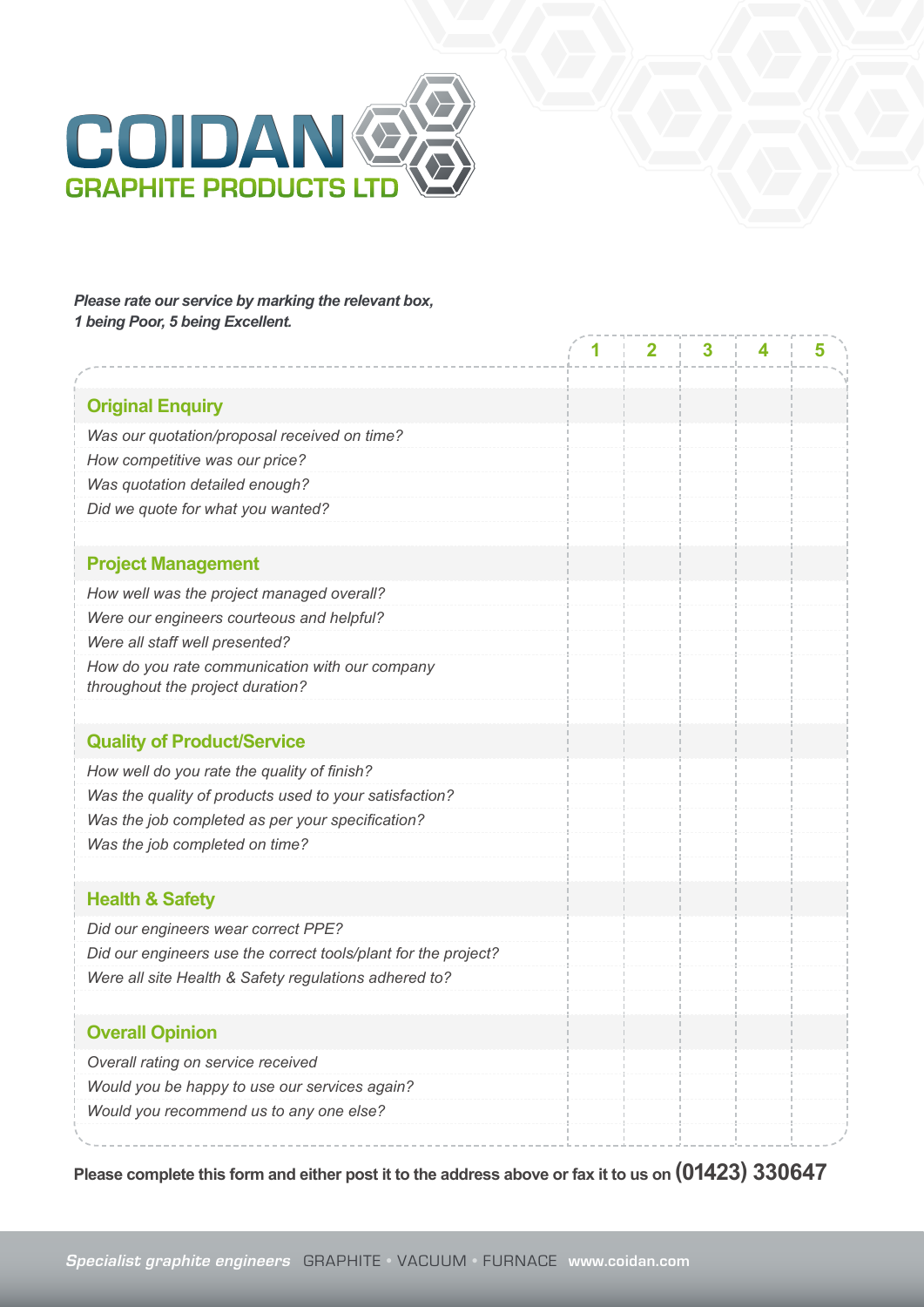# COIDAN

## GRAPHITE PRODUCTS LTD

***Please rate our service by marking the relevant box, 1 being Poor, 5 being Excellent.***

| | 1 | 2 | 3 | 4 | 5 |
|---|---|---|---|---|---|
| **Original Enquiry** | | | | | |
| *Was our quotation/proposal received on time?* | | | | | |
| *How competitive was our price?* | | | | | |
| *Was quotation detailed enough?* | | | | | |
| *Did we quote for what you wanted?* | | | | | |
| **Project Management** | | | | | |
| *How well was the project managed overall?* | | | | | |
| *Were our engineers courteous and helpful?* | | | | | |
| *Were all staff well presented?* | | | | | |
| *How do you rate communication with our company throughout the project duration?* | | | | | |
| **Quality of Product/Service** | | | | | |
| *How well do you rate the quality of finish?* | | | | | |
| *Was the quality of products used to your satisfaction?* | | | | | |
| *Was the job completed as per your specification?* | | | | | |
| *Was the job completed on time?* | | | | | |
| **Health & Safety** | | | | | |
| *Did our engineers wear correct PPE?* | | | | | |
| *Did our engineers use the correct tools/plant for the project?* | | | | | |
| *Were all site Health & Safety regulations adhered to?* | | | | | |
| **Overall Opinion** | | | | | |
| *Overall rating on service received* | | | | | |
| *Would you be happy to use our services again?* | | | | | |
| *Would you recommend us to any one else?* | | | | | |

**Please complete this form and either post it to the address above or fax it to us on (01423) 330647**

*Specialist graphite engineers* GRAPHITE • VACUUM • FURNACE **www.coidan.com**